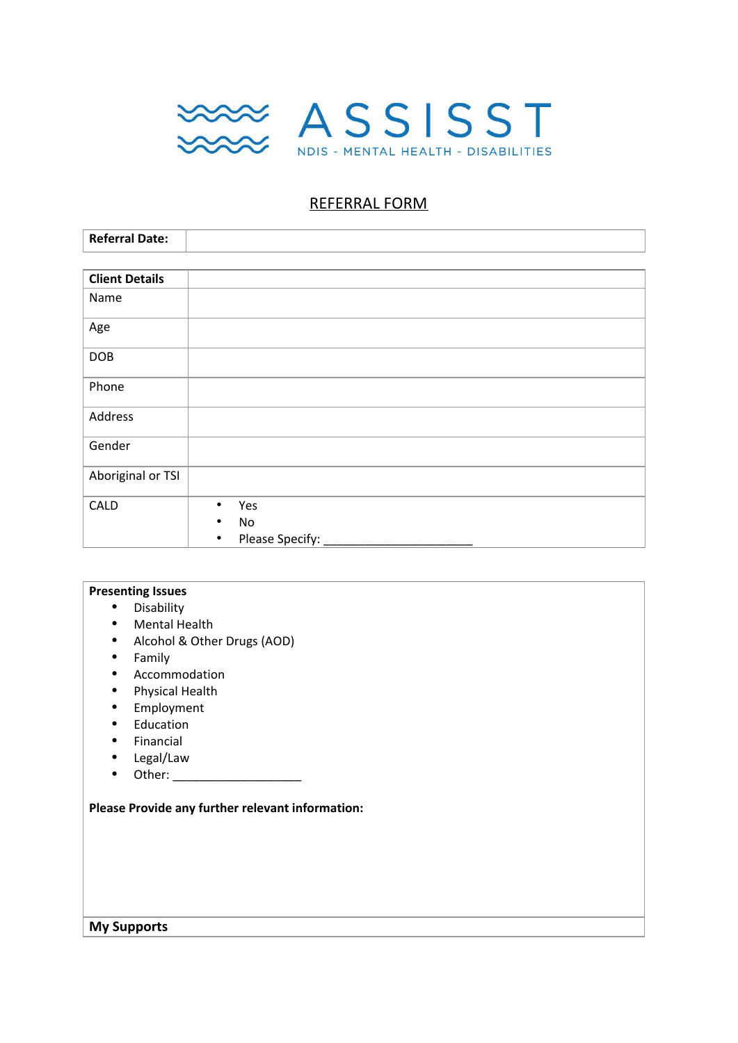# ASSISST

NDIS - MENTAL HEALTH - DISABILITIES

## REFERRAL FORM

| **Referral Date:** | |
|---|---|

| **Client Details** | |
|---|---|
| Name | |
| Age | |
| DOB | |
| Phone | |
| Address | |
| Gender | |
| Aboriginal or TSI | |
| CALD | • Yes<br>• No<br>• Please Specify: ______________________ |

**Presenting Issues**

- Disability
- Mental Health
- Alcohol & Other Drugs (AOD)
- Family
- Accommodation
- Physical Health
- Employment
- Education
- Financial
- Legal/Law
- Other: ___________________

**Please Provide any further relevant information:**

**My Supports**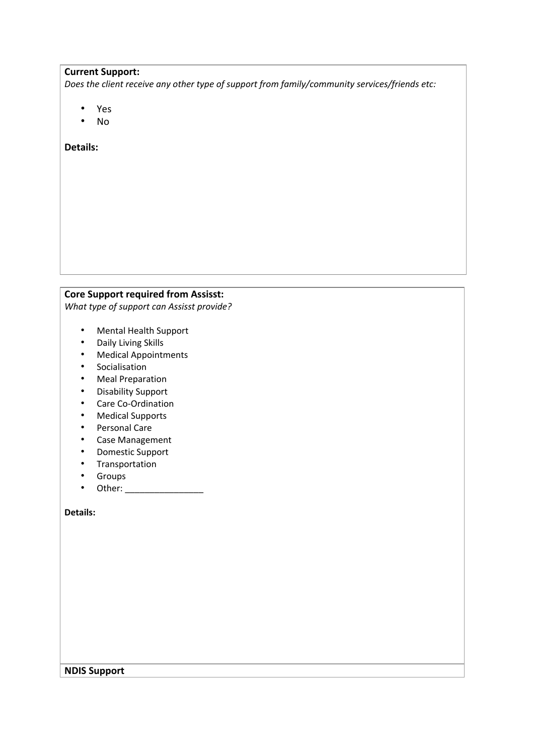**Current Support:**

*Does the client receive any other type of support from family/community services/friends etc:*

- Yes
- No

**Details:**

**Core Support required from Assisst:**

*What type of support can Assisst provide?*

- Mental Health Support
- Daily Living Skills
- Medical Appointments
- Socialisation
- Meal Preparation
- Disability Support
- Care Co-Ordination
- Medical Supports
- Personal Care
- Case Management
- Domestic Support
- Transportation
- Groups
- Other: ________________

**Details:**

**NDIS Support**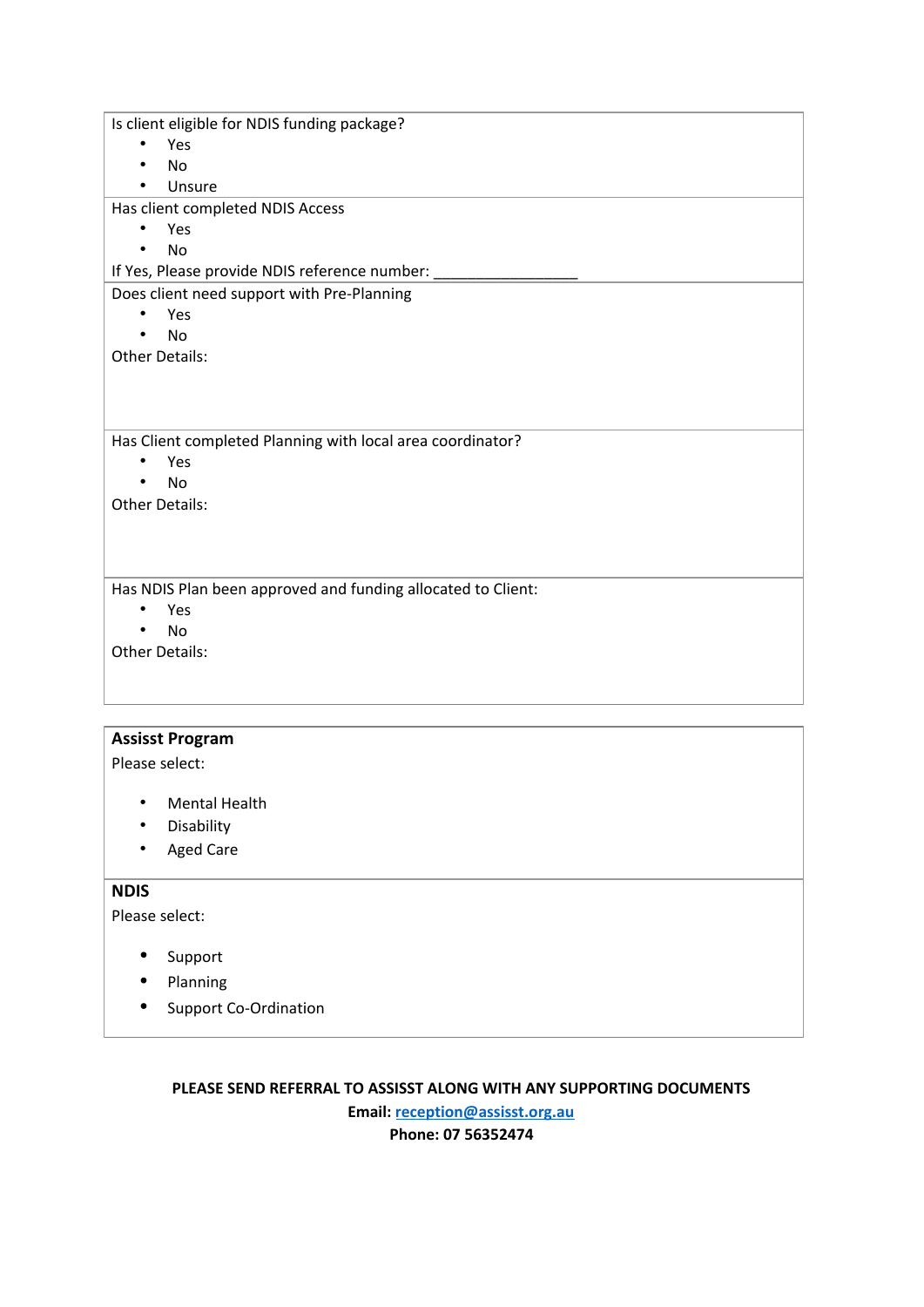Is client eligible for NDIS funding package?

- Yes
- No
- Unsure

Has client completed NDIS Access

- Yes
- No

If Yes, Please provide NDIS reference number: _________________

Does client need support with Pre-Planning

- Yes
- No

Other Details:

Has Client completed Planning with local area coordinator?

- Yes
- No

Other Details:

Has NDIS Plan been approved and funding allocated to Client:

- Yes
- No

Other Details:

**Assisst Program**

Please select:

- Mental Health
- Disability
- Aged Care

**NDIS**

Please select:

- Support
- Planning
- Support Co-Ordination

**PLEASE SEND REFERRAL TO ASSISST ALONG WITH ANY SUPPORTING DOCUMENTS**

**Email:** reception@assisst.org.au

**Phone: 07 56352474**